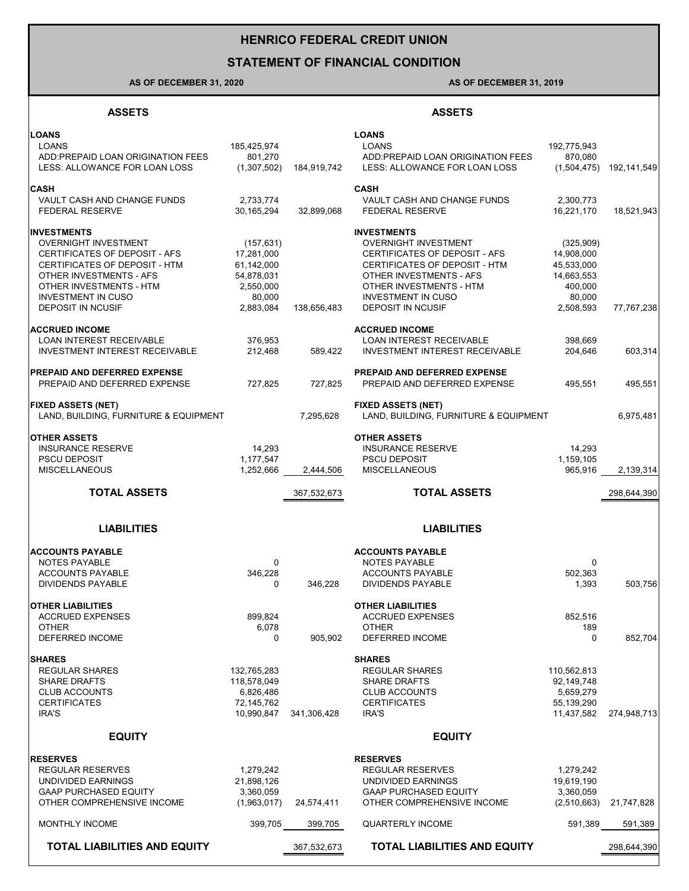# HENRICO FEDERAL CREDIT UNION

## STATEMENT OF FINANCIAL CONDITION

| AS OF DECEMBER 31, 2020 | | | AS OF DECEMBER 31, 2019 | | |
|---|---|---|---|---|---|
| **ASSETS** | | | **ASSETS** | | |
| **LOANS** | | | **LOANS** | | |
| LOANS | 185,425,974 | | LOANS | 192,775,943 | |
| ADD:PREPAID LOAN ORIGINATION FEES | 801,270 | | ADD:PREPAID LOAN ORIGINATION FEES | 870,080 | |
| LESS: ALLOWANCE FOR LOAN LOSS | (1,307,502) | 184,919,742 | LESS: ALLOWANCE FOR LOAN LOSS | (1,504,475) | 192,141,549 |
| **CASH** | | | **CASH** | | |
| VAULT CASH AND CHANGE FUNDS | 2,733,774 | | VAULT CASH AND CHANGE FUNDS | 2,300,773 | |
| FEDERAL RESERVE | 30,165,294 | 32,899,068 | FEDERAL RESERVE | 16,221,170 | 18,521,943 |
| **INVESTMENTS** | | | **INVESTMENTS** | | |
| OVERNIGHT INVESTMENT | (157,631) | | OVERNIGHT INVESTMENT | (325,909) | |
| CERTIFICATES OF DEPOSIT - AFS | 17,281,000 | | CERTIFICATES OF DEPOSIT - AFS | 14,908,000 | |
| CERTIFICATES OF DEPOSIT - HTM | 61,142,000 | | CERTIFICATES OF DEPOSIT - HTM | 45,533,000 | |
| OTHER INVESTMENTS - AFS | 54,878,031 | | OTHER INVESTMENTS - AFS | 14,663,553 | |
| OTHER INVESTMENTS - HTM | 2,550,000 | | OTHER INVESTMENTS - HTM | 400,000 | |
| INVESTMENT IN CUSO | 80,000 | | INVESTMENT IN CUSO | 80,000 | |
| DEPOSIT IN NCUSIF | 2,883,084 | 138,656,483 | DEPOSIT IN NCUSIF | 2,508,593 | 77,767,238 |
| **ACCRUED INCOME** | | | **ACCRUED INCOME** | | |
| LOAN INTEREST RECEIVABLE | 376,953 | | LOAN INTEREST RECEIVABLE | 398,669 | |
| INVESTMENT INTEREST RECEIVABLE | 212,468 | 589,422 | INVESTMENT INTEREST RECEIVABLE | 204,646 | 603,314 |
| **PREPAID AND DEFERRED EXPENSE** | | | **PREPAID AND DEFERRED EXPENSE** | | |
| PREPAID AND DEFERRED EXPENSE | 727,825 | 727,825 | PREPAID AND DEFERRED EXPENSE | 495,551 | 495,551 |
| **FIXED ASSETS (NET)** | | | **FIXED ASSETS (NET)** | | |
| LAND, BUILDING, FURNITURE & EQUIPMENT | | 7,295,628 | LAND, BUILDING, FURNITURE & EQUIPMENT | | 6,975,481 |
| **OTHER ASSETS** | | | **OTHER ASSETS** | | |
| INSURANCE RESERVE | 14,293 | | INSURANCE RESERVE | 14,293 | |
| PSCU DEPOSIT | 1,177,547 | | PSCU DEPOSIT | 1,159,105 | |
| MISCELLANEOUS | 1,252,666 | 2,444,506 | MISCELLANEOUS | 965,916 | 2,139,314 |
| **TOTAL ASSETS** | | 367,532,673 | **TOTAL ASSETS** | | 298,644,390 |
| **LIABILITIES** | | | **LIABILITIES** | | |
| **ACCOUNTS PAYABLE** | | | **ACCOUNTS PAYABLE** | | |
| NOTES PAYABLE | 0 | | NOTES PAYABLE | 0 | |
| ACCOUNTS PAYABLE | 346,228 | | ACCOUNTS PAYABLE | 502,363 | |
| DIVIDENDS PAYABLE | 0 | 346,228 | DIVIDENDS PAYABLE | 1,393 | 503,756 |
| **OTHER LIABILITIES** | | | **OTHER LIABILITIES** | | |
| ACCRUED EXPENSES | 899,824 | | ACCRUED EXPENSES | 852,516 | |
| OTHER | 6,078 | | OTHER | 189 | |
| DEFERRED INCOME | 0 | 905,902 | DEFERRED INCOME | 0 | 852,704 |
| **SHARES** | | | **SHARES** | | |
| REGULAR SHARES | 132,765,283 | | REGULAR SHARES | 110,562,813 | |
| SHARE DRAFTS | 118,578,049 | | SHARE DRAFTS | 92,149,748 | |
| CLUB ACCOUNTS | 6,826,486 | | CLUB ACCOUNTS | 5,659,279 | |
| CERTIFICATES | 72,145,762 | | CERTIFICATES | 55,139,290 | |
| IRA'S | 10,990,847 | 341,306,428 | IRA'S | 11,437,582 | 274,948,713 |
| **EQUITY** | | | **EQUITY** | | |
| **RESERVES** | | | **RESERVES** | | |
| REGULAR RESERVES | 1,279,242 | | REGULAR RESERVES | 1,279,242 | |
| UNDIVIDED EARNINGS | 21,898,126 | | UNDIVIDED EARNINGS | 19,619,190 | |
| GAAP PURCHASED EQUITY | 3,360,059 | | GAAP PURCHASED EQUITY | 3,360,059 | |
| OTHER COMPREHENSIVE INCOME | (1,963,017) | 24,574,411 | OTHER COMPREHENSIVE INCOME | (2,510,663) | 21,747,828 |
| MONTHLY INCOME | 399,705 | 399,705 | QUARTERLY INCOME | 591,389 | 591,389 |
| **TOTAL LIABILITIES AND EQUITY** | | 367,532,673 | **TOTAL LIABILITIES AND EQUITY** | | 298,644,390 |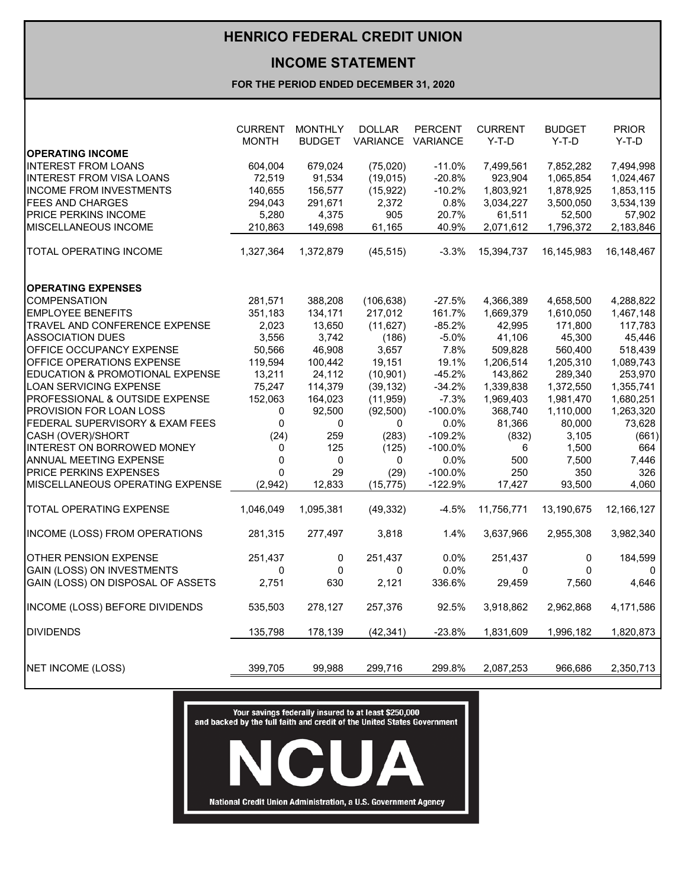# HENRICO FEDERAL CREDIT UNION

## INCOME STATEMENT

**FOR THE PERIOD ENDED DECEMBER 31, 2020**

| | CURRENT MONTH | MONTHLY BUDGET | DOLLAR VARIANCE | PERCENT VARIANCE | CURRENT Y-T-D | BUDGET Y-T-D | PRIOR Y-T-D |
|---|---|---|---|---|---|---|---|
| **OPERATING INCOME** | | | | | | | |
| INTEREST FROM LOANS | 604,004 | 679,024 | (75,020) | -11.0% | 7,499,561 | 7,852,282 | 7,494,998 |
| INTEREST FROM VISA LOANS | 72,519 | 91,534 | (19,015) | -20.8% | 923,904 | 1,065,854 | 1,024,467 |
| INCOME FROM INVESTMENTS | 140,655 | 156,577 | (15,922) | -10.2% | 1,803,921 | 1,878,925 | 1,853,115 |
| FEES AND CHARGES | 294,043 | 291,671 | 2,372 | 0.8% | 3,034,227 | 3,500,050 | 3,534,139 |
| PRICE PERKINS INCOME | 5,280 | 4,375 | 905 | 20.7% | 61,511 | 52,500 | 57,902 |
| MISCELLANEOUS INCOME | 210,863 | 149,698 | 61,165 | 40.9% | 2,071,612 | 1,796,372 | 2,183,846 |
| TOTAL OPERATING INCOME | 1,327,364 | 1,372,879 | (45,515) | -3.3% | 15,394,737 | 16,145,983 | 16,148,467 |
| **OPERATING EXPENSES** | | | | | | | |
| COMPENSATION | 281,571 | 388,208 | (106,638) | -27.5% | 4,366,389 | 4,658,500 | 4,288,822 |
| EMPLOYEE BENEFITS | 351,183 | 134,171 | 217,012 | 161.7% | 1,669,379 | 1,610,050 | 1,467,148 |
| TRAVEL AND CONFERENCE EXPENSE | 2,023 | 13,650 | (11,627) | -85.2% | 42,995 | 171,800 | 117,783 |
| ASSOCIATION DUES | 3,556 | 3,742 | (186) | -5.0% | 41,106 | 45,300 | 45,446 |
| OFFICE OCCUPANCY EXPENSE | 50,566 | 46,908 | 3,657 | 7.8% | 509,828 | 560,400 | 518,439 |
| OFFICE OPERATIONS EXPENSE | 119,594 | 100,442 | 19,151 | 19.1% | 1,206,514 | 1,205,310 | 1,089,743 |
| EDUCATION & PROMOTIONAL EXPENSE | 13,211 | 24,112 | (10,901) | -45.2% | 143,862 | 289,340 | 253,970 |
| LOAN SERVICING EXPENSE | 75,247 | 114,379 | (39,132) | -34.2% | 1,339,838 | 1,372,550 | 1,355,741 |
| PROFESSIONAL & OUTSIDE EXPENSE | 152,063 | 164,023 | (11,959) | -7.3% | 1,969,403 | 1,981,470 | 1,680,251 |
| PROVISION FOR LOAN LOSS | 0 | 92,500 | (92,500) | -100.0% | 368,740 | 1,110,000 | 1,263,320 |
| FEDERAL SUPERVISORY & EXAM FEES | 0 | 0 | 0 | 0.0% | 81,366 | 80,000 | 73,628 |
| CASH (OVER)/SHORT | (24) | 259 | (283) | -109.2% | (832) | 3,105 | (661) |
| INTEREST ON BORROWED MONEY | 0 | 125 | (125) | -100.0% | 6 | 1,500 | 664 |
| ANNUAL MEETING EXPENSE | 0 | 0 | 0 | 0.0% | 500 | 7,500 | 7,446 |
| PRICE PERKINS EXPENSES | 0 | 29 | (29) | -100.0% | 250 | 350 | 326 |
| MISCELLANEOUS OPERATING EXPENSE | (2,942) | 12,833 | (15,775) | -122.9% | 17,427 | 93,500 | 4,060 |
| TOTAL OPERATING EXPENSE | 1,046,049 | 1,095,381 | (49,332) | -4.5% | 11,756,771 | 13,190,675 | 12,166,127 |
| INCOME (LOSS) FROM OPERATIONS | 281,315 | 277,497 | 3,818 | 1.4% | 3,637,966 | 2,955,308 | 3,982,340 |
| OTHER PENSION EXPENSE | 251,437 | 0 | 251,437 | 0.0% | 251,437 | 0 | 184,599 |
| GAIN (LOSS) ON INVESTMENTS | 0 | 0 | 0 | 0.0% | 0 | 0 | 0 |
| GAIN (LOSS) ON DISPOSAL OF ASSETS | 2,751 | 630 | 2,121 | 336.6% | 29,459 | 7,560 | 4,646 |
| INCOME (LOSS) BEFORE DIVIDENDS | 535,503 | 278,127 | 257,376 | 92.5% | 3,918,862 | 2,962,868 | 4,171,586 |
| DIVIDENDS | 135,798 | 178,139 | (42,341) | -23.8% | 1,831,609 | 1,996,182 | 1,820,873 |
| NET INCOME (LOSS) | 399,705 | 99,988 | 299,716 | 299.8% | 2,087,253 | 966,686 | 2,350,713 |

Your savings federally insured to at least $250,000 and backed by the full faith and credit of the United States Government

NCUA

National Credit Union Administration, a U.S. Government Agency